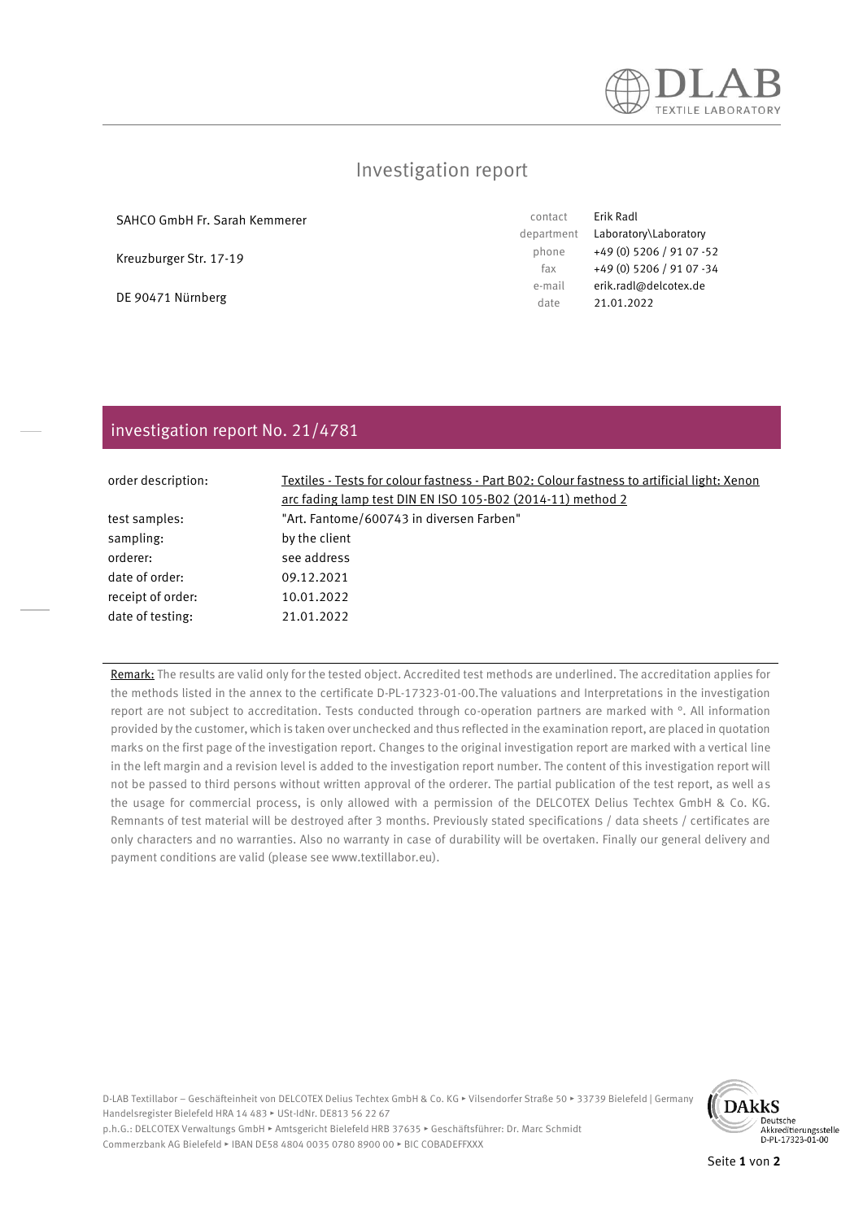DLAB
TEXTILE LABORATORY

# Investigation report

SAHCO GmbH Fr. Sarah Kemmerer

Kreuzburger Str. 17-19

DE 90471 Nürnberg

| | |
|---|---|
| contact | Erik Radl |
| department | Laboratory\Laboratory |
| phone | +49 (0) 5206 / 91 07 -52 |
| fax | +49 (0) 5206 / 91 07 -34 |
| e-mail | erik.radl@delcotex.de |
| date | 21.01.2022 |

## investigation report No. 21/4781

| | |
|---|---|
| order description: | Textiles - Tests for colour fastness - Part B02: Colour fastness to artificial light: Xenon arc fading lamp test DIN EN ISO 105-B02 (2014-11) method 2 |
| test samples: | "Art. Fantome/600743 in diversen Farben" |
| sampling: | by the client |
| orderer: | see address |
| date of order: | 09.12.2021 |
| receipt of order: | 10.01.2022 |
| date of testing: | 21.01.2022 |

Remark: The results are valid only for the tested object. Accredited test methods are underlined. The accreditation applies for the methods listed in the annex to the certificate D-PL-17323-01-00.The valuations and Interpretations in the investigation report are not subject to accreditation. Tests conducted through co-operation partners are marked with °. All information provided by the customer, which is taken over unchecked and thus reflected in the examination report, are placed in quotation marks on the first page of the investigation report. Changes to the original investigation report are marked with a vertical line in the left margin and a revision level is added to the investigation report number. The content of this investigation report will not be passed to third persons without written approval of the orderer. The partial publication of the test report, as well as the usage for commercial process, is only allowed with a permission of the DELCOTEX Delius Techtex GmbH & Co. KG. Remnants of test material will be destroyed after 3 months. Previously stated specifications / data sheets / certificates are only characters and no warranties. Also no warranty in case of durability will be overtaken. Finally our general delivery and payment conditions are valid (please see www.textillabor.eu).

D-LAB Textillabor – Geschäfteinheit von DELCOTEX Delius Techtex GmbH & Co. KG ▸ Vilsendorfer Straße 50 ▸ 33739 Bielefeld | Germany
Handelsregister Bielefeld HRA 14 483 ▸ USt-IdNr. DE813 56 22 67
p.h.G.: DELCOTEX Verwaltungs GmbH ▸ Amtsgericht Bielefeld HRB 37635 ▸ Geschäftsführer: Dr. Marc Schmidt
Commerzbank AG Bielefeld ▸ IBAN DE58 4804 0035 0780 8900 00 ▸ BIC COBADEFFXXX

DAkkS Deutsche Akkreditierungsstelle D-PL-17323-01-00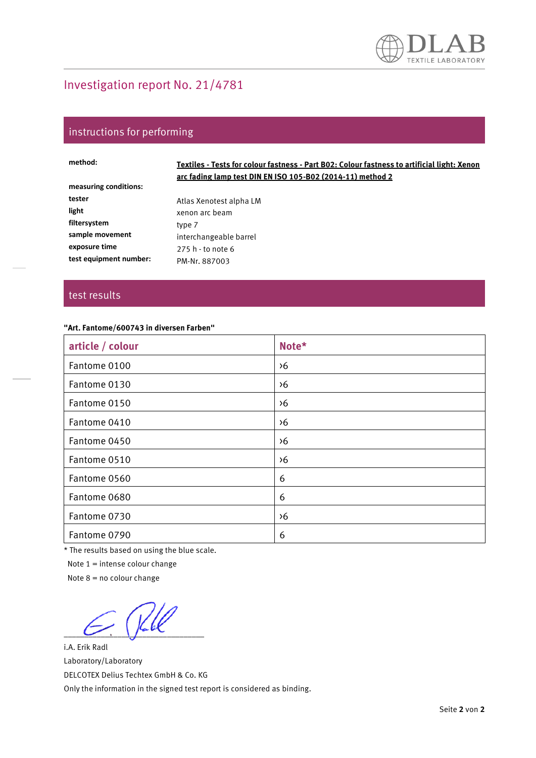# Investigation report No. 21/4781

## instructions for performing

**method:** **Textiles - Tests for colour fastness - Part B02: Colour fastness to artificial light: Xenon arc fading lamp test DIN EN ISO 105-B02 (2014-11) method 2**

**measuring conditions:**

| | |
|---|---|
| **tester** | Atlas Xenotest alpha LM |
| **light** | xenon arc beam |
| **filtersystem** | type 7 |
| **sample movement** | interchangeable barrel |
| **exposure time** | 275 h - to note 6 |
| **test equipment number:** | PM-Nr. 887003 |

## test results

**"Art. Fantome/600743 in diversen Farben"**

| article / colour | Note* |
|---|---|
| Fantome 0100 | >6 |
| Fantome 0130 | >6 |
| Fantome 0150 | >6 |
| Fantome 0410 | >6 |
| Fantome 0450 | >6 |
| Fantome 0510 | >6 |
| Fantome 0560 | 6 |
| Fantome 0680 | 6 |
| Fantome 0730 | >6 |
| Fantome 0790 | 6 |

* The results based on using the blue scale.

Note 1 = intense colour change

Note 8 = no colour change

i.A. Erik Radl

Laboratory/Laboratory

DELCOTEX Delius Techtex GmbH & Co. KG

Only the information in the signed test report is considered as binding.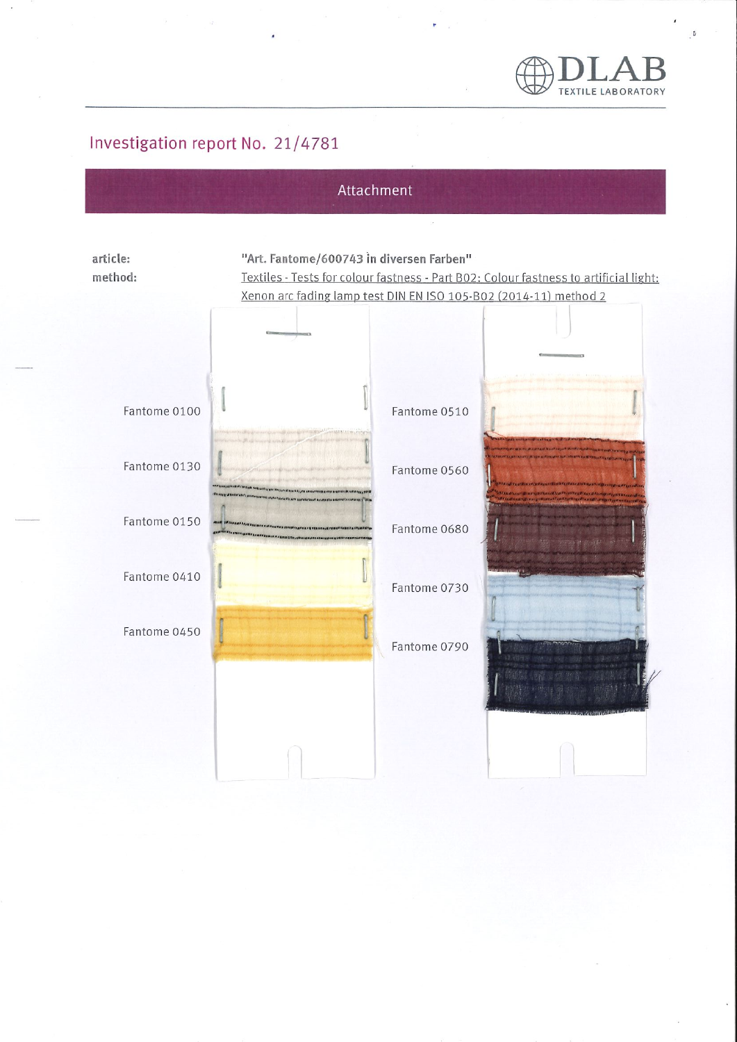# Investigation report No. 21/4781

## Attachment

**article:** **"Art. Fantome/600743 in diversen Farben"**

**method:** Textiles - Tests for colour fastness - Part B02: Colour fastness to artificial light: Xenon arc fading lamp test DIN EN ISO 105-B02 (2014-11) method 2

Fantome 0100

Fantome 0130

Fantome 0150

Fantome 0410

Fantome 0450

Fantome 0510

Fantome 0560

Fantome 0680

Fantome 0730

Fantome 0790